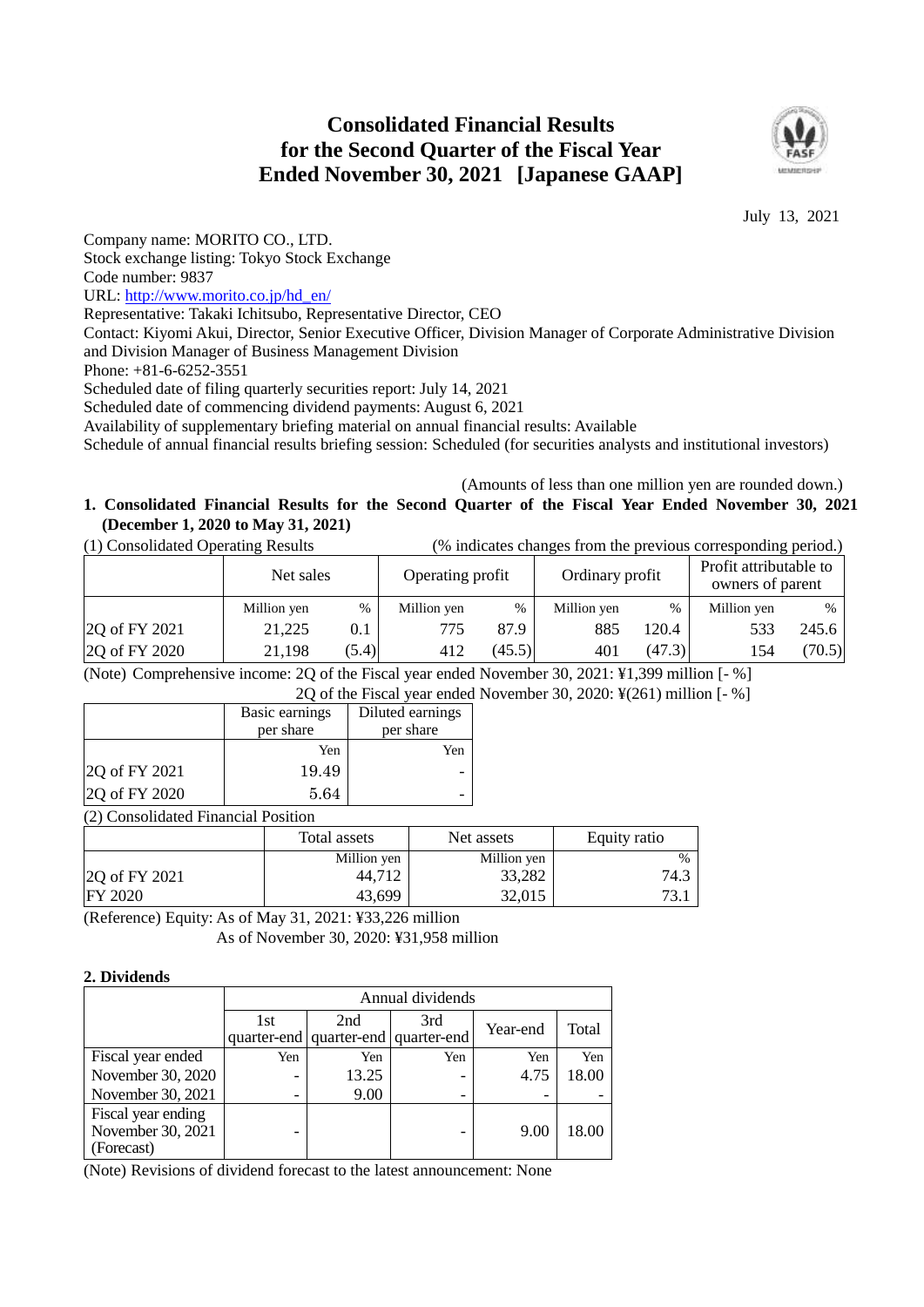# Consolidated Financial Results for the Second Quarter of the Fiscal Year Ended November 30, 2021 [Japanese GAAP]

July 13, 2021

Company name: MORITO CO., LTD.
Stock exchange listing: Tokyo Stock Exchange
Code number: 9837
URL: http://www.morito.co.jp/hd_en/
Representative: Takaki Ichitsubo, Representative Director, CEO
Contact: Kiyomi Akui, Director, Senior Executive Officer, Division Manager of Corporate Administrative Division and Division Manager of Business Management Division
Phone: +81-6-6252-3551
Scheduled date of filing quarterly securities report: July 14, 2021
Scheduled date of commencing dividend payments: August 6, 2021
Availability of supplementary briefing material on annual financial results: Available
Schedule of annual financial results briefing session: Scheduled (for securities analysts and institutional investors)

(Amounts of less than one million yen are rounded down.)

## 1. Consolidated Financial Results for the Second Quarter of the Fiscal Year Ended November 30, 2021 (December 1, 2020 to May 31, 2021)

(1) Consolidated Operating Results (% indicates changes from the previous corresponding period.)

| | Net sales | | Operating profit | | Ordinary profit | | Profit attributable to owners of parent | |
|---|---|---|---|---|---|---|---|---|
| | Million yen | % | Million yen | % | Million yen | % | Million yen | % |
| 2Q of FY 2021 | 21,225 | 0.1 | 775 | 87.9 | 885 | 120.4 | 533 | 245.6 |
| 2Q of FY 2020 | 21,198 | (5.4) | 412 | (45.5) | 401 | (47.3) | 154 | (70.5) |

(Note) Comprehensive income: 2Q of the Fiscal year ended November 30, 2021: ¥1,399 million [- %]
2Q of the Fiscal year ended November 30, 2020: ¥(261) million [- %]

| | Basic earnings per share | Diluted earnings per share |
|---|---|---|
| | Yen | Yen |
| 2Q of FY 2021 | 19.49 | - |
| 2Q of FY 2020 | 5.64 | - |

(2) Consolidated Financial Position

| | Total assets | Net assets | Equity ratio |
|---|---|---|---|
| | Million yen | Million yen | % |
| 2Q of FY 2021 | 44,712 | 33,282 | 74.3 |
| FY 2020 | 43,699 | 32,015 | 73.1 |

(Reference) Equity: As of May 31, 2021: ¥33,226 million
As of November 30, 2020: ¥31,958 million

## 2. Dividends

| | Annual dividends | | | | |
|---|---|---|---|---|---|
| | 1st quarter-end | 2nd quarter-end | 3rd quarter-end | Year-end | Total |
| Fiscal year ended | Yen | Yen | Yen | Yen | Yen |
| November 30, 2020 | - | 13.25 | - | 4.75 | 18.00 |
| November 30, 2021 | - | 9.00 | - | - | - |
| Fiscal year ending November 30, 2021 (Forecast) | - | | - | 9.00 | 18.00 |

(Note) Revisions of dividend forecast to the latest announcement: None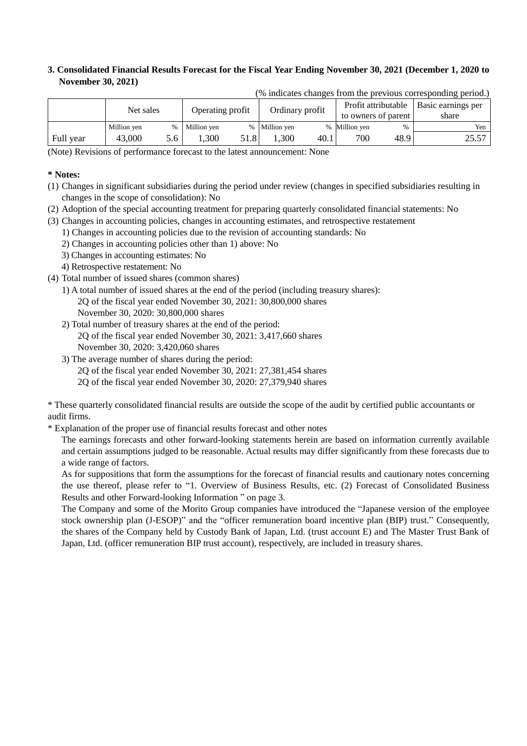### 3. Consolidated Financial Results Forecast for the Fiscal Year Ending November 30, 2021 (December 1, 2020 to November 30, 2021)

(% indicates changes from the previous corresponding period.)

| | Net sales | | Operating profit | | Ordinary profit | | Profit attributable to owners of parent | | Basic earnings per share |
|---|---|---|---|---|---|---|---|---|---|
| | Million yen | % | Million yen | % | Million yen | % | Million yen | % | Yen |
| Full year | 43,000 | 5.6 | 1,300 | 51.8 | 1,300 | 40.1 | 700 | 48.9 | 25.57 |

(Note) Revisions of performance forecast to the latest announcement: None

**\* Notes:**

(1) Changes in significant subsidiaries during the period under review (changes in specified subsidiaries resulting in changes in the scope of consolidation): No

(2) Adoption of the special accounting treatment for preparing quarterly consolidated financial statements: No

(3) Changes in accounting policies, changes in accounting estimates, and retrospective restatement
   1) Changes in accounting policies due to the revision of accounting standards: No
   2) Changes in accounting policies other than 1) above: No
   3) Changes in accounting estimates: No
   4) Retrospective restatement: No

(4) Total number of issued shares (common shares)
   1) A total number of issued shares at the end of the period (including treasury shares):
      2Q of the fiscal year ended November 30, 2021: 30,800,000 shares
      November 30, 2020: 30,800,000 shares
   2) Total number of treasury shares at the end of the period:
      2Q of the fiscal year ended November 30, 2021: 3,417,660 shares
      November 30, 2020: 3,420,060 shares
   3) The average number of shares during the period:
      2Q of the fiscal year ended November 30, 2021: 27,381,454 shares
      2Q of the fiscal year ended November 30, 2020: 27,379,940 shares

\* These quarterly consolidated financial results are outside the scope of the audit by certified public accountants or audit firms.

\* Explanation of the proper use of financial results forecast and other notes

The earnings forecasts and other forward-looking statements herein are based on information currently available and certain assumptions judged to be reasonable. Actual results may differ significantly from these forecasts due to a wide range of factors.

As for suppositions that form the assumptions for the forecast of financial results and cautionary notes concerning the use thereof, please refer to "1. Overview of Business Results, etc. (2) Forecast of Consolidated Business Results and other Forward-looking Information " on page 3.

The Company and some of the Morito Group companies have introduced the "Japanese version of the employee stock ownership plan (J-ESOP)" and the "officer remuneration board incentive plan (BIP) trust." Consequently, the shares of the Company held by Custody Bank of Japan, Ltd. (trust account E) and The Master Trust Bank of Japan, Ltd. (officer remuneration BIP trust account), respectively, are included in treasury shares.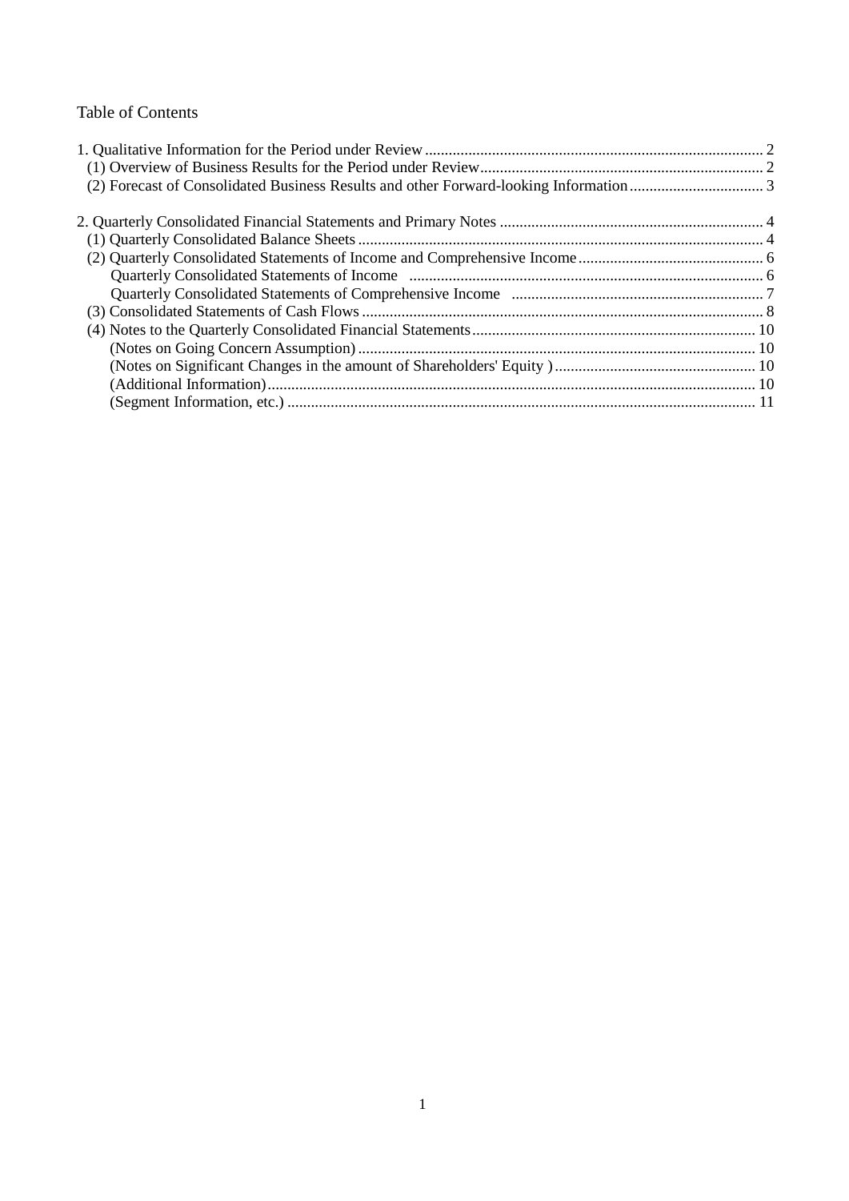Table of Contents

1. Qualitative Information for the Period under Review ..................... 2
   (1) Overview of Business Results for the Period under Review ..................... 2
   (2) Forecast of Consolidated Business Results and other Forward-looking Information ..................... 3

2. Quarterly Consolidated Financial Statements and Primary Notes ..................... 4
   (1) Quarterly Consolidated Balance Sheets ..................... 4
   (2) Quarterly Consolidated Statements of Income and Comprehensive Income ..................... 6
      Quarterly Consolidated Statements of Income ..................... 6
      Quarterly Consolidated Statements of Comprehensive Income ..................... 7
   (3) Consolidated Statements of Cash Flows ..................... 8
   (4) Notes to the Quarterly Consolidated Financial Statements ..................... 10
      (Notes on Going Concern Assumption) ..................... 10
      (Notes on Significant Changes in the amount of Shareholders' Equity ) ..................... 10
      (Additional Information) ..................... 10
      (Segment Information, etc.) ..................... 11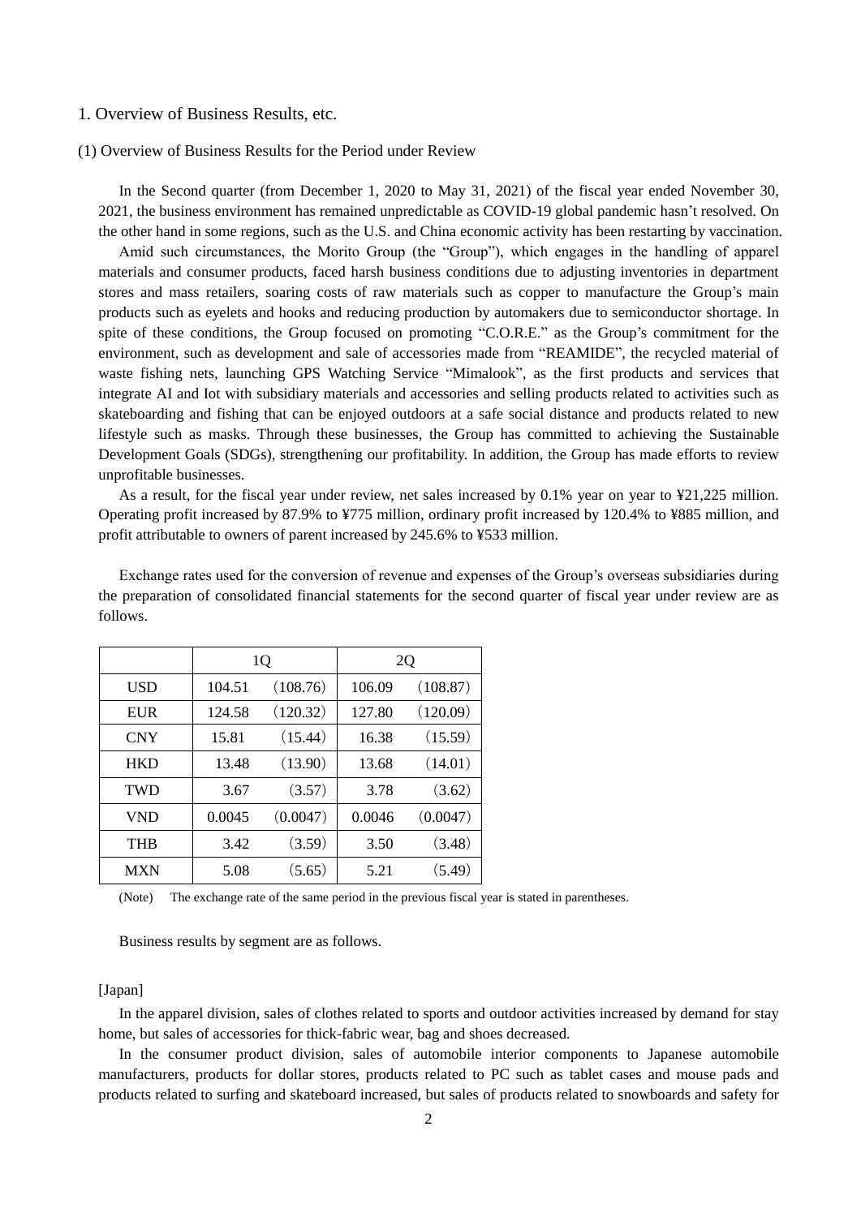## 1. Overview of Business Results, etc.

### (1) Overview of Business Results for the Period under Review

In the Second quarter (from December 1, 2020 to May 31, 2021) of the fiscal year ended November 30, 2021, the business environment has remained unpredictable as COVID-19 global pandemic hasn't resolved. On the other hand in some regions, such as the U.S. and China economic activity has been restarting by vaccination.

Amid such circumstances, the Morito Group (the "Group"), which engages in the handling of apparel materials and consumer products, faced harsh business conditions due to adjusting inventories in department stores and mass retailers, soaring costs of raw materials such as copper to manufacture the Group's main products such as eyelets and hooks and reducing production by automakers due to semiconductor shortage. In spite of these conditions, the Group focused on promoting "C.O.R.E." as the Group's commitment for the environment, such as development and sale of accessories made from "REAMIDE", the recycled material of waste fishing nets, launching GPS Watching Service "Mimalook", as the first products and services that integrate AI and Iot with subsidiary materials and accessories and selling products related to activities such as skateboarding and fishing that can be enjoyed outdoors at a safe social distance and products related to new lifestyle such as masks. Through these businesses, the Group has committed to achieving the Sustainable Development Goals (SDGs), strengthening our profitability. In addition, the Group has made efforts to review unprofitable businesses.

As a result, for the fiscal year under review, net sales increased by 0.1% year on year to ¥21,225 million. Operating profit increased by 87.9% to ¥775 million, ordinary profit increased by 120.4% to ¥885 million, and profit attributable to owners of parent increased by 245.6% to ¥533 million.

Exchange rates used for the conversion of revenue and expenses of the Group's overseas subsidiaries during the preparation of consolidated financial statements for the second quarter of fiscal year under review are as follows.

| | 1Q | | 2Q | |
|---|---|---|---|---|
| USD | 104.51 | (108.76) | 106.09 | (108.87) |
| EUR | 124.58 | (120.32) | 127.80 | (120.09) |
| CNY | 15.81 | (15.44) | 16.38 | (15.59) |
| HKD | 13.48 | (13.90) | 13.68 | (14.01) |
| TWD | 3.67 | (3.57) | 3.78 | (3.62) |
| VND | 0.0045 | (0.0047) | 0.0046 | (0.0047) |
| THB | 3.42 | (3.59) | 3.50 | (3.48) |
| MXN | 5.08 | (5.65) | 5.21 | (5.49) |

(Note) The exchange rate of the same period in the previous fiscal year is stated in parentheses.

Business results by segment are as follows.

[Japan]

In the apparel division, sales of clothes related to sports and outdoor activities increased by demand for stay home, but sales of accessories for thick-fabric wear, bag and shoes decreased.

In the consumer product division, sales of automobile interior components to Japanese automobile manufacturers, products for dollar stores, products related to PC such as tablet cases and mouse pads and products related to surfing and skateboard increased, but sales of products related to snowboards and safety for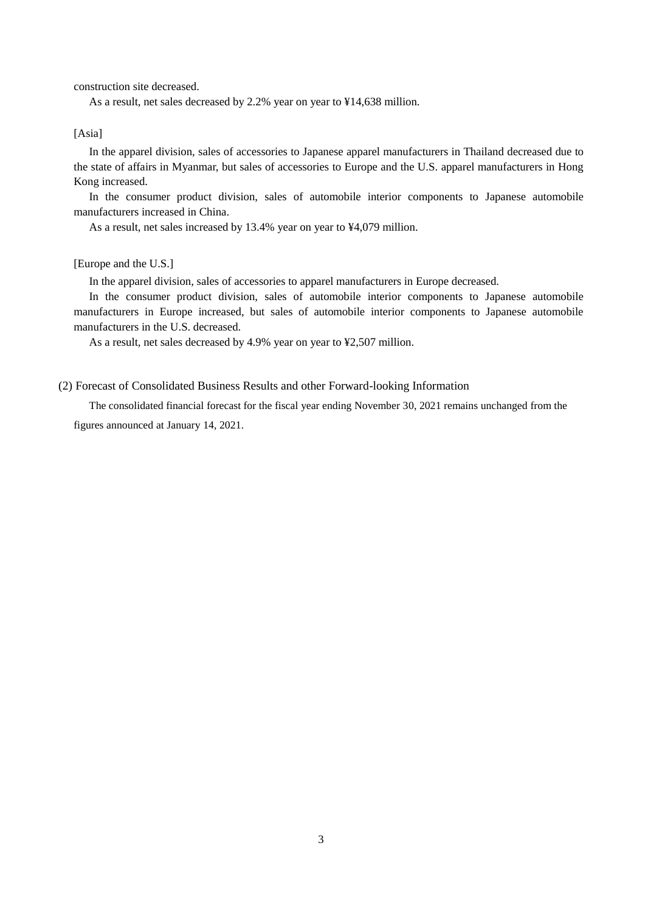construction site decreased.

As a result, net sales decreased by 2.2% year on year to ¥14,638 million.

[Asia]

In the apparel division, sales of accessories to Japanese apparel manufacturers in Thailand decreased due to the state of affairs in Myanmar, but sales of accessories to Europe and the U.S. apparel manufacturers in Hong Kong increased.

In the consumer product division, sales of automobile interior components to Japanese automobile manufacturers increased in China.

As a result, net sales increased by 13.4% year on year to ¥4,079 million.

[Europe and the U.S.]

In the apparel division, sales of accessories to apparel manufacturers in Europe decreased.

In the consumer product division, sales of automobile interior components to Japanese automobile manufacturers in Europe increased, but sales of automobile interior components to Japanese automobile manufacturers in the U.S. decreased.

As a result, net sales decreased by 4.9% year on year to ¥2,507 million.

### (2) Forecast of Consolidated Business Results and other Forward-looking Information

The consolidated financial forecast for the fiscal year ending November 30, 2021 remains unchanged from the figures announced at January 14, 2021.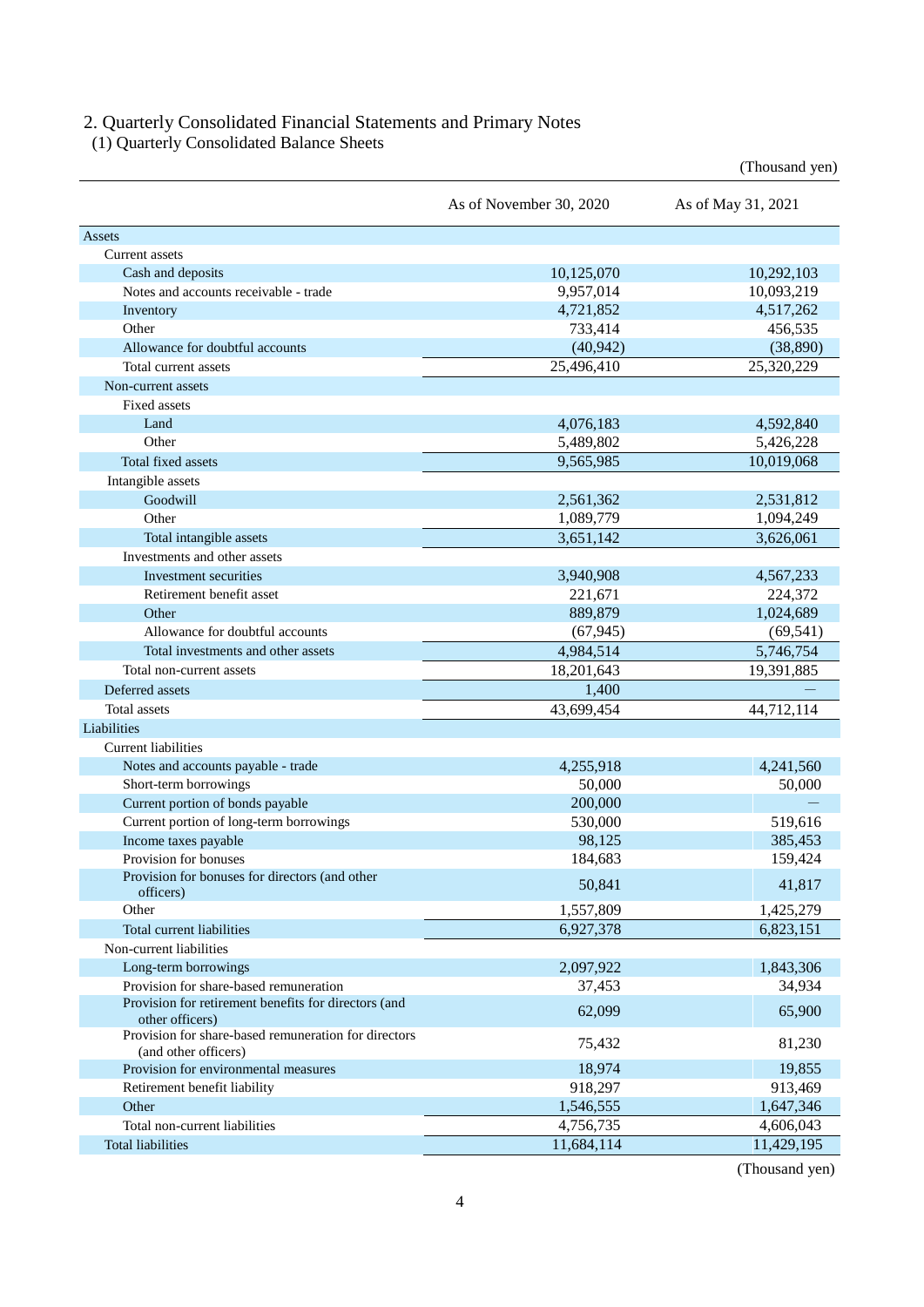## 2. Quarterly Consolidated Financial Statements and Primary Notes

### (1) Quarterly Consolidated Balance Sheets

(Thousand yen)

| | As of November 30, 2020 | As of May 31, 2021 |
|---|---|---|
| Assets | | |
| Current assets | | |
| Cash and deposits | 10,125,070 | 10,292,103 |
| Notes and accounts receivable - trade | 9,957,014 | 10,093,219 |
| Inventory | 4,721,852 | 4,517,262 |
| Other | 733,414 | 456,535 |
| Allowance for doubtful accounts | (40,942) | (38,890) |
| Total current assets | 25,496,410 | 25,320,229 |
| Non-current assets | | |
| Fixed assets | | |
| Land | 4,076,183 | 4,592,840 |
| Other | 5,489,802 | 5,426,228 |
| Total fixed assets | 9,565,985 | 10,019,068 |
| Intangible assets | | |
| Goodwill | 2,561,362 | 2,531,812 |
| Other | 1,089,779 | 1,094,249 |
| Total intangible assets | 3,651,142 | 3,626,061 |
| Investments and other assets | | |
| Investment securities | 3,940,908 | 4,567,233 |
| Retirement benefit asset | 221,671 | 224,372 |
| Other | 889,879 | 1,024,689 |
| Allowance for doubtful accounts | (67,945) | (69,541) |
| Total investments and other assets | 4,984,514 | 5,746,754 |
| Total non-current assets | 18,201,643 | 19,391,885 |
| Deferred assets | 1,400 | — |
| Total assets | 43,699,454 | 44,712,114 |
| Liabilities | | |
| Current liabilities | | |
| Notes and accounts payable - trade | 4,255,918 | 4,241,560 |
| Short-term borrowings | 50,000 | 50,000 |
| Current portion of bonds payable | 200,000 | — |
| Current portion of long-term borrowings | 530,000 | 519,616 |
| Income taxes payable | 98,125 | 385,453 |
| Provision for bonuses | 184,683 | 159,424 |
| Provision for bonuses for directors (and other officers) | 50,841 | 41,817 |
| Other | 1,557,809 | 1,425,279 |
| Total current liabilities | 6,927,378 | 6,823,151 |
| Non-current liabilities | | |
| Long-term borrowings | 2,097,922 | 1,843,306 |
| Provision for share-based remuneration | 37,453 | 34,934 |
| Provision for retirement benefits for directors (and other officers) | 62,099 | 65,900 |
| Provision for share-based remuneration for directors (and other officers) | 75,432 | 81,230 |
| Provision for environmental measures | 18,974 | 19,855 |
| Retirement benefit liability | 918,297 | 913,469 |
| Other | 1,546,555 | 1,647,346 |
| Total non-current liabilities | 4,756,735 | 4,606,043 |
| Total liabilities | 11,684,114 | 11,429,195 |

(Thousand yen)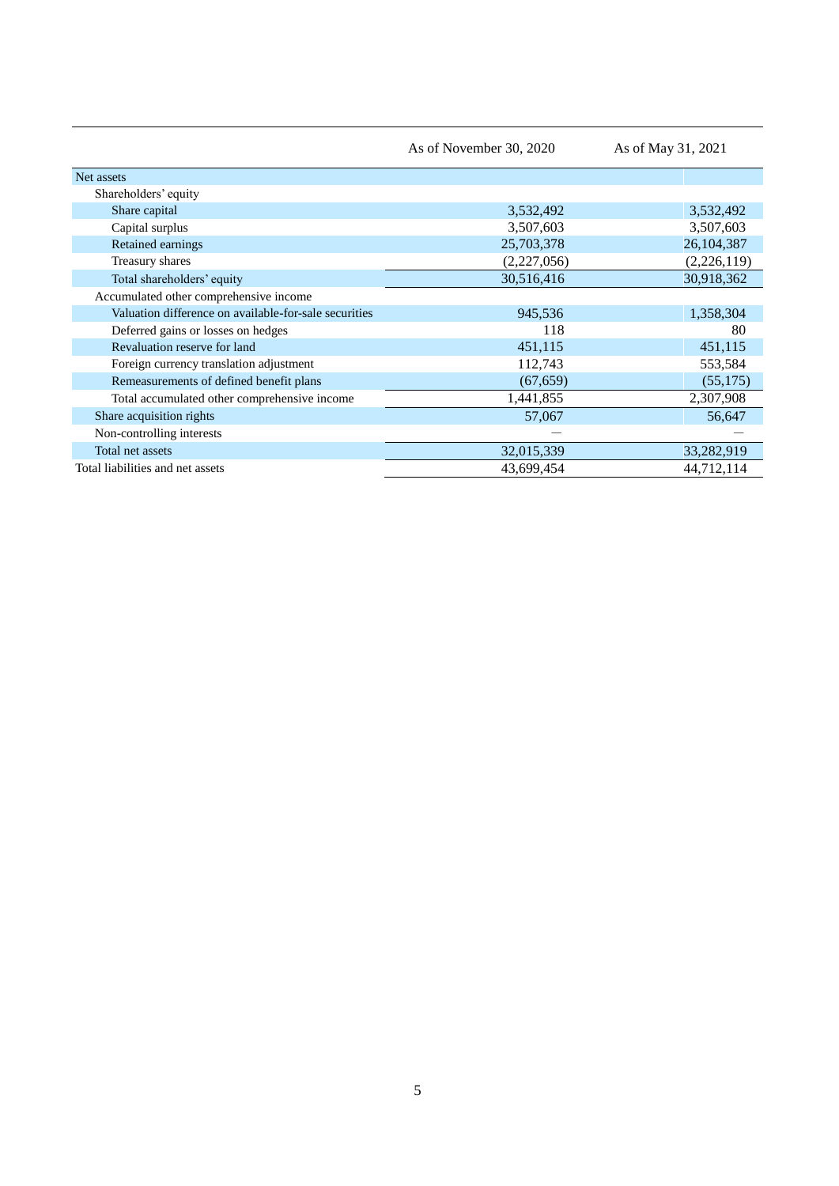| | As of November 30, 2020 | As of May 31, 2021 |
|---|---|---|
| Net assets | | |
| Shareholders' equity | | |
| Share capital | 3,532,492 | 3,532,492 |
| Capital surplus | 3,507,603 | 3,507,603 |
| Retained earnings | 25,703,378 | 26,104,387 |
| Treasury shares | (2,227,056) | (2,226,119) |
| Total shareholders' equity | 30,516,416 | 30,918,362 |
| Accumulated other comprehensive income | | |
| Valuation difference on available-for-sale securities | 945,536 | 1,358,304 |
| Deferred gains or losses on hedges | 118 | 80 |
| Revaluation reserve for land | 451,115 | 451,115 |
| Foreign currency translation adjustment | 112,743 | 553,584 |
| Remeasurements of defined benefit plans | (67,659) | (55,175) |
| Total accumulated other comprehensive income | 1,441,855 | 2,307,908 |
| Share acquisition rights | 57,067 | 56,647 |
| Non-controlling interests | — | — |
| Total net assets | 32,015,339 | 33,282,919 |
| Total liabilities and net assets | 43,699,454 | 44,712,114 |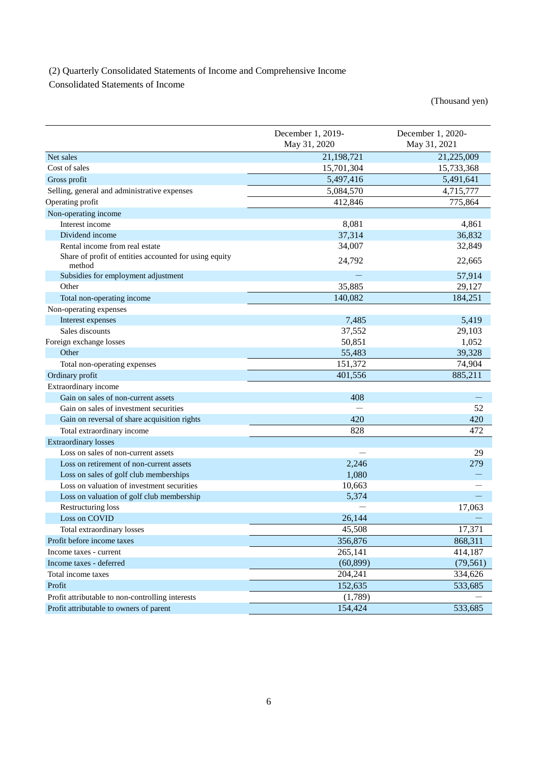(2) Quarterly Consolidated Statements of Income and Comprehensive Income

Consolidated Statements of Income

(Thousand yen)

| | December 1, 2019- May 31, 2020 | December 1, 2020- May 31, 2021 |
|---|---|---|
| Net sales | 21,198,721 | 21,225,009 |
| Cost of sales | 15,701,304 | 15,733,368 |
| Gross profit | 5,497,416 | 5,491,641 |
| Selling, general and administrative expenses | 5,084,570 | 4,715,777 |
| Operating profit | 412,846 | 775,864 |
| Non-operating income | | |
| Interest income | 8,081 | 4,861 |
| Dividend income | 37,314 | 36,832 |
| Rental income from real estate | 34,007 | 32,849 |
| Share of profit of entities accounted for using equity method | 24,792 | 22,665 |
| Subsidies for employment adjustment | — | 57,914 |
| Other | 35,885 | 29,127 |
| Total non-operating income | 140,082 | 184,251 |
| Non-operating expenses | | |
| Interest expenses | 7,485 | 5,419 |
| Sales discounts | 37,552 | 29,103 |
| Foreign exchange losses | 50,851 | 1,052 |
| Other | 55,483 | 39,328 |
| Total non-operating expenses | 151,372 | 74,904 |
| Ordinary profit | 401,556 | 885,211 |
| Extraordinary income | | |
| Gain on sales of non-current assets | 408 | — |
| Gain on sales of investment securities | — | 52 |
| Gain on reversal of share acquisition rights | 420 | 420 |
| Total extraordinary income | 828 | 472 |
| Extraordinary losses | | |
| Loss on sales of non-current assets | — | 29 |
| Loss on retirement of non-current assets | 2,246 | 279 |
| Loss on sales of golf club memberships | 1,080 | — |
| Loss on valuation of investment securities | 10,663 | — |
| Loss on valuation of golf club membership | 5,374 | — |
| Restructuring loss | — | 17,063 |
| Loss on COVID | 26,144 | — |
| Total extraordinary losses | 45,508 | 17,371 |
| Profit before income taxes | 356,876 | 868,311 |
| Income taxes - current | 265,141 | 414,187 |
| Income taxes - deferred | (60,899) | (79,561) |
| Total income taxes | 204,241 | 334,626 |
| Profit | 152,635 | 533,685 |
| Profit attributable to non-controlling interests | (1,789) | — |
| Profit attributable to owners of parent | 154,424 | 533,685 |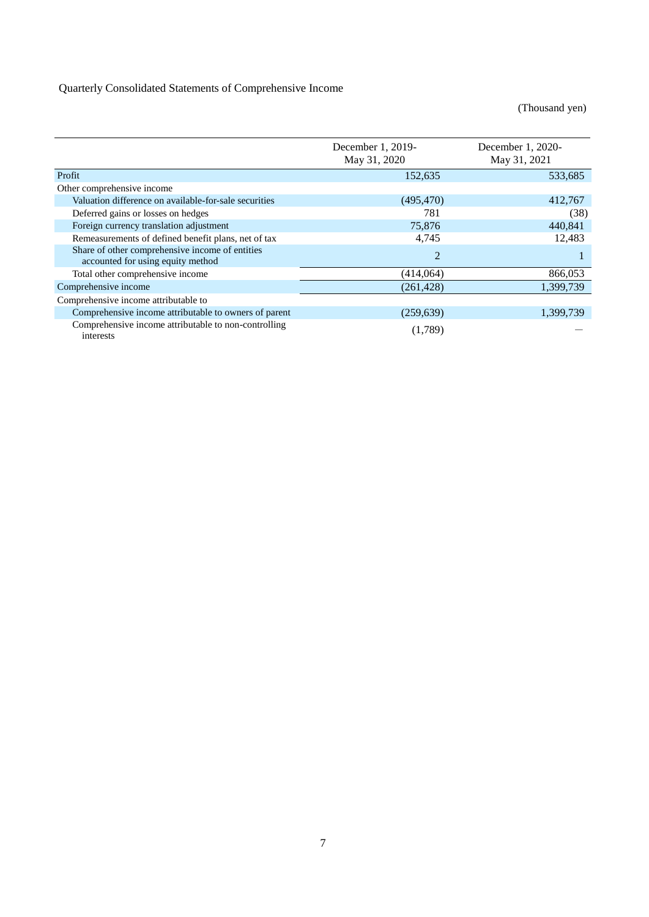Quarterly Consolidated Statements of Comprehensive Income

(Thousand yen)

| | December 1, 2019-May 31, 2020 | December 1, 2020-May 31, 2021 |
|---|---|---|
| Profit | 152,635 | 533,685 |
| Other comprehensive income | | |
| Valuation difference on available-for-sale securities | (495,470) | 412,767 |
| Deferred gains or losses on hedges | 781 | (38) |
| Foreign currency translation adjustment | 75,876 | 440,841 |
| Remeasurements of defined benefit plans, net of tax | 4,745 | 12,483 |
| Share of other comprehensive income of entities accounted for using equity method | 2 | 1 |
| Total other comprehensive income | (414,064) | 866,053 |
| Comprehensive income | (261,428) | 1,399,739 |
| Comprehensive income attributable to | | |
| Comprehensive income attributable to owners of parent | (259,639) | 1,399,739 |
| Comprehensive income attributable to non-controlling interests | (1,789) | — |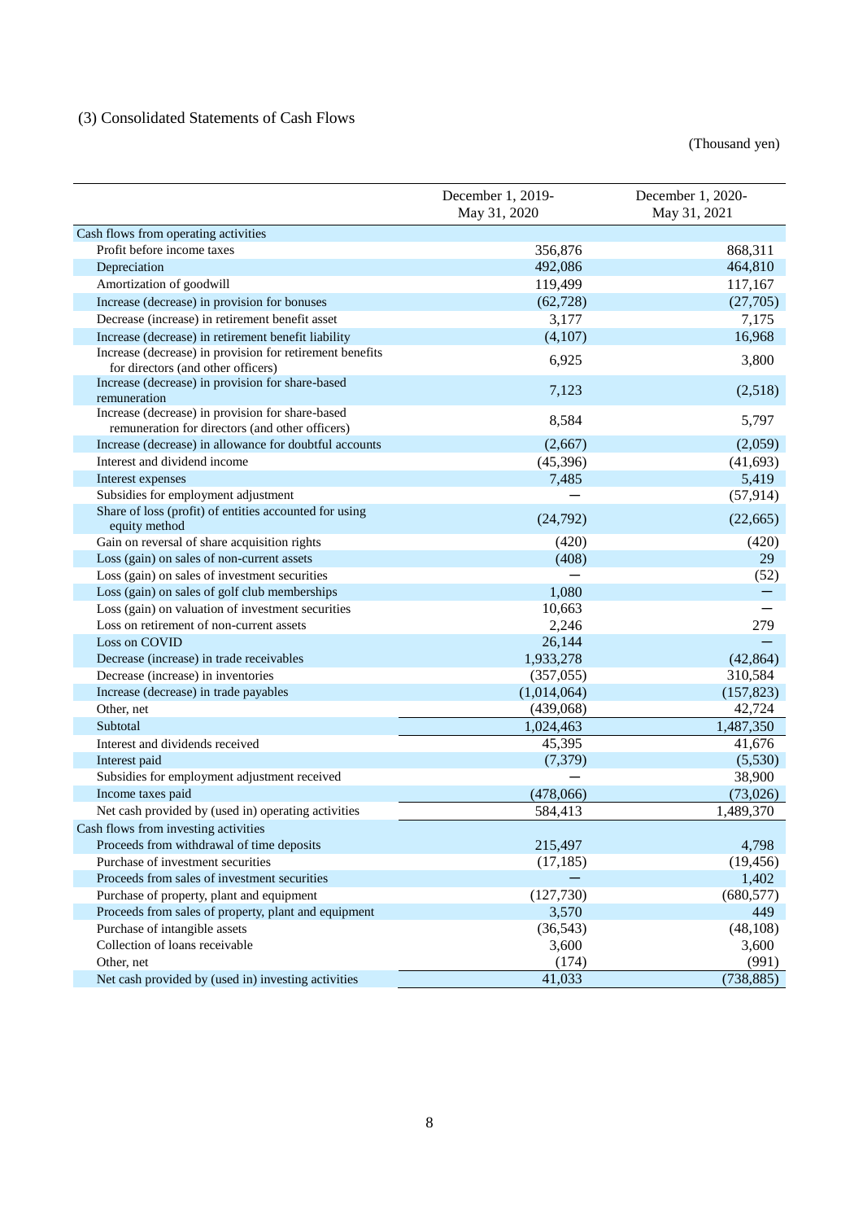### (3) Consolidated Statements of Cash Flows

(Thousand yen)

| | December 1, 2019-<br>May 31, 2020 | December 1, 2020-<br>May 31, 2021 |
|---|---|---|
| Cash flows from operating activities | | |
| Profit before income taxes | 356,876 | 868,311 |
| Depreciation | 492,086 | 464,810 |
| Amortization of goodwill | 119,499 | 117,167 |
| Increase (decrease) in provision for bonuses | (62,728) | (27,705) |
| Decrease (increase) in retirement benefit asset | 3,177 | 7,175 |
| Increase (decrease) in retirement benefit liability | (4,107) | 16,968 |
| Increase (decrease) in provision for retirement benefits for directors (and other officers) | 6,925 | 3,800 |
| Increase (decrease) in provision for share-based remuneration | 7,123 | (2,518) |
| Increase (decrease) in provision for share-based remuneration for directors (and other officers) | 8,584 | 5,797 |
| Increase (decrease) in allowance for doubtful accounts | (2,667) | (2,059) |
| Interest and dividend income | (45,396) | (41,693) |
| Interest expenses | 7,485 | 5,419 |
| Subsidies for employment adjustment | — | (57,914) |
| Share of loss (profit) of entities accounted for using equity method | (24,792) | (22,665) |
| Gain on reversal of share acquisition rights | (420) | (420) |
| Loss (gain) on sales of non-current assets | (408) | 29 |
| Loss (gain) on sales of investment securities | — | (52) |
| Loss (gain) on sales of golf club memberships | 1,080 | — |
| Loss (gain) on valuation of investment securities | 10,663 | — |
| Loss on retirement of non-current assets | 2,246 | 279 |
| Loss on COVID | 26,144 | — |
| Decrease (increase) in trade receivables | 1,933,278 | (42,864) |
| Decrease (increase) in inventories | (357,055) | 310,584 |
| Increase (decrease) in trade payables | (1,014,064) | (157,823) |
| Other, net | (439,068) | 42,724 |
| Subtotal | 1,024,463 | 1,487,350 |
| Interest and dividends received | 45,395 | 41,676 |
| Interest paid | (7,379) | (5,530) |
| Subsidies for employment adjustment received | — | 38,900 |
| Income taxes paid | (478,066) | (73,026) |
| Net cash provided by (used in) operating activities | 584,413 | 1,489,370 |
| Cash flows from investing activities | | |
| Proceeds from withdrawal of time deposits | 215,497 | 4,798 |
| Purchase of investment securities | (17,185) | (19,456) |
| Proceeds from sales of investment securities | — | 1,402 |
| Purchase of property, plant and equipment | (127,730) | (680,577) |
| Proceeds from sales of property, plant and equipment | 3,570 | 449 |
| Purchase of intangible assets | (36,543) | (48,108) |
| Collection of loans receivable | 3,600 | 3,600 |
| Other, net | (174) | (991) |
| Net cash provided by (used in) investing activities | 41,033 | (738,885) |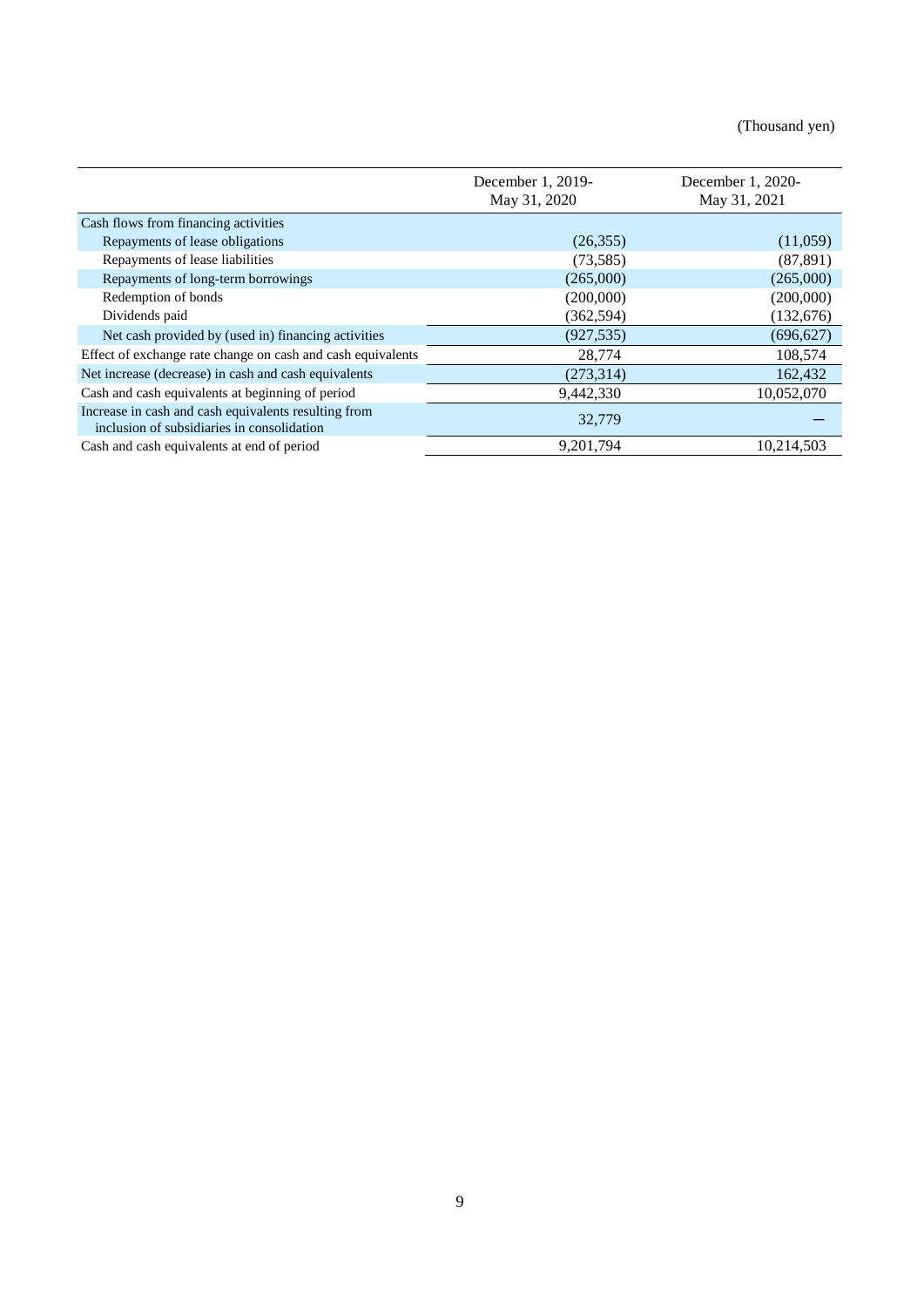(Thousand yen)

| | December 1, 2019-May 31, 2020 | December 1, 2020-May 31, 2021 |
|---|---|---|
| Cash flows from financing activities | | |
| Repayments of lease obligations | (26,355) | (11,059) |
| Repayments of lease liabilities | (73,585) | (87,891) |
| Repayments of long-term borrowings | (265,000) | (265,000) |
| Redemption of bonds | (200,000) | (200,000) |
| Dividends paid | (362,594) | (132,676) |
| Net cash provided by (used in) financing activities | (927,535) | (696,627) |
| Effect of exchange rate change on cash and cash equivalents | 28,774 | 108,574 |
| Net increase (decrease) in cash and cash equivalents | (273,314) | 162,432 |
| Cash and cash equivalents at beginning of period | 9,442,330 | 10,052,070 |
| Increase in cash and cash equivalents resulting from inclusion of subsidiaries in consolidation | 32,779 | ― |
| Cash and cash equivalents at end of period | 9,201,794 | 10,214,503 |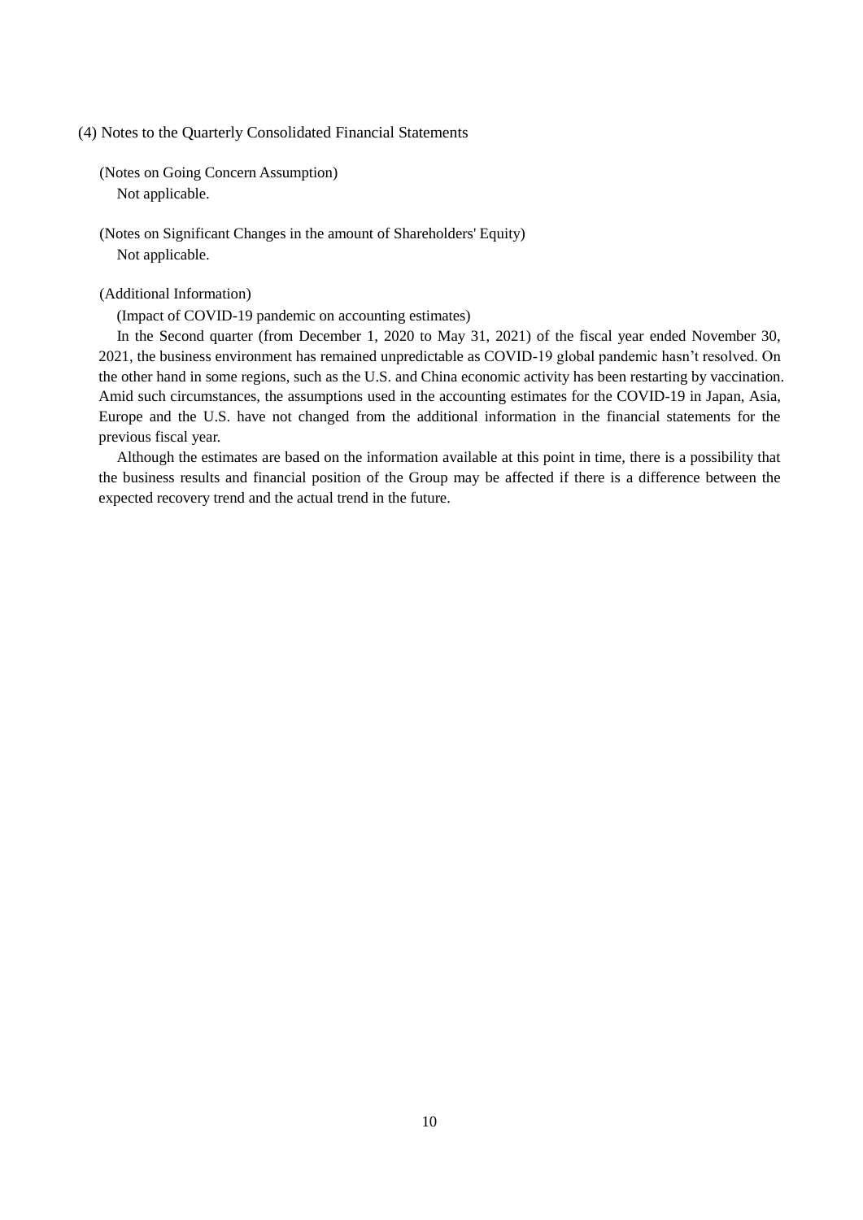### (4) Notes to the Quarterly Consolidated Financial Statements

(Notes on Going Concern Assumption)

Not applicable.

(Notes on Significant Changes in the amount of Shareholders' Equity)

Not applicable.

(Additional Information)

(Impact of COVID-19 pandemic on accounting estimates)

In the Second quarter (from December 1, 2020 to May 31, 2021) of the fiscal year ended November 30, 2021, the business environment has remained unpredictable as COVID-19 global pandemic hasn't resolved. On the other hand in some regions, such as the U.S. and China economic activity has been restarting by vaccination. Amid such circumstances, the assumptions used in the accounting estimates for the COVID-19 in Japan, Asia, Europe and the U.S. have not changed from the additional information in the financial statements for the previous fiscal year.

Although the estimates are based on the information available at this point in time, there is a possibility that the business results and financial position of the Group may be affected if there is a difference between the expected recovery trend and the actual trend in the future.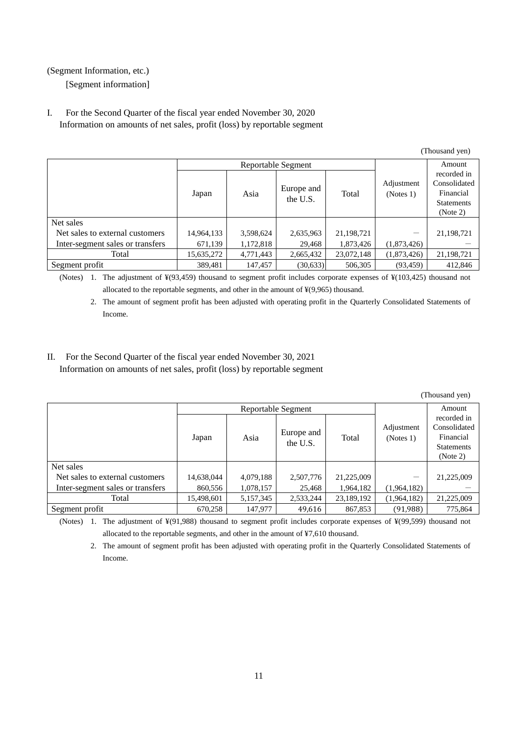(Segment Information, etc.)

[Segment information]

I. For the Second Quarter of the fiscal year ended November 30, 2020

Information on amounts of net sales, profit (loss) by reportable segment

(Thousand yen)

| | Reportable Segment | | | | Adjustment (Notes 1) | Amount recorded in Consolidated Financial Statements (Note 2) |
|---|---|---|---|---|---|---|
| | Japan | Asia | Europe and the U.S. | Total | | |
| Net sales | | | | | | |
| Net sales to external customers | 14,964,133 | 3,598,624 | 2,635,963 | 21,198,721 | — | 21,198,721 |
| Inter-segment sales or transfers | 671,139 | 1,172,818 | 29,468 | 1,873,426 | (1,873,426) | — |
| Total | 15,635,272 | 4,771,443 | 2,665,432 | 23,072,148 | (1,873,426) | 21,198,721 |
| Segment profit | 389,481 | 147,457 | (30,633) | 506,305 | (93,459) | 412,846 |

(Notes) 1. The adjustment of ¥(93,459) thousand to segment profit includes corporate expenses of ¥(103,425) thousand not allocated to the reportable segments, and other in the amount of ¥(9,965) thousand.

2. The amount of segment profit has been adjusted with operating profit in the Quarterly Consolidated Statements of Income.

II. For the Second Quarter of the fiscal year ended November 30, 2021

Information on amounts of net sales, profit (loss) by reportable segment

(Thousand yen)

| | Reportable Segment | | | | Adjustment (Notes 1) | Amount recorded in Consolidated Financial Statements (Note 2) |
|---|---|---|---|---|---|---|
| | Japan | Asia | Europe and the U.S. | Total | | |
| Net sales | | | | | | |
| Net sales to external customers | 14,638,044 | 4,079,188 | 2,507,776 | 21,225,009 | — | 21,225,009 |
| Inter-segment sales or transfers | 860,556 | 1,078,157 | 25,468 | 1,964,182 | (1,964,182) | — |
| Total | 15,498,601 | 5,157,345 | 2,533,244 | 23,189,192 | (1,964,182) | 21,225,009 |
| Segment profit | 670,258 | 147,977 | 49,616 | 867,853 | (91,988) | 775,864 |

(Notes) 1. The adjustment of ¥(91,988) thousand to segment profit includes corporate expenses of ¥(99,599) thousand not allocated to the reportable segments, and other in the amount of ¥7,610 thousand.

2. The amount of segment profit has been adjusted with operating profit in the Quarterly Consolidated Statements of Income.